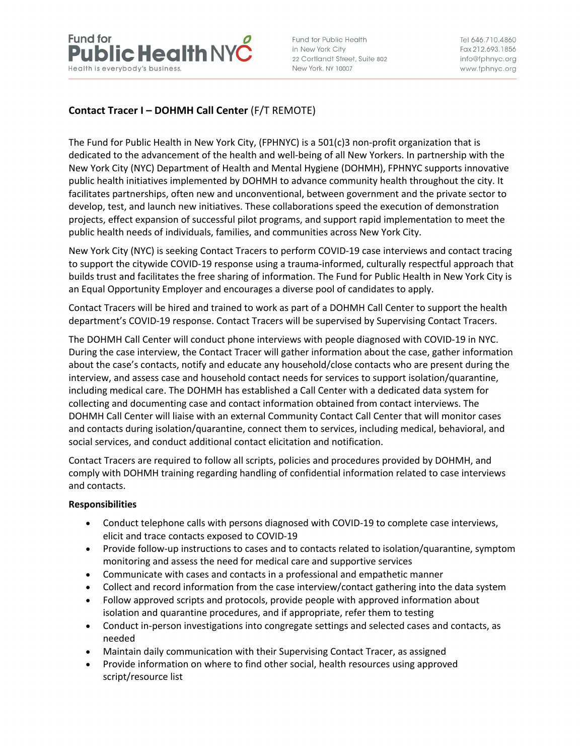Fund for Public Health NYC
Health is everybody's business.

Fund for Public Health
in New York City
22 Cortlandt Street, Suite 802
New York, NY 10007

Tel 646.710.4860
Fax 212.693.1856
info@fphnyc.org
www.fphnyc.org

## Contact Tracer I – DOHMH Call Center (F/T REMOTE)

The Fund for Public Health in New York City, (FPHNYC) is a 501(c)3 non-profit organization that is dedicated to the advancement of the health and well-being of all New Yorkers. In partnership with the New York City (NYC) Department of Health and Mental Hygiene (DOHMH), FPHNYC supports innovative public health initiatives implemented by DOHMH to advance community health throughout the city. It facilitates partnerships, often new and unconventional, between government and the private sector to develop, test, and launch new initiatives. These collaborations speed the execution of demonstration projects, effect expansion of successful pilot programs, and support rapid implementation to meet the public health needs of individuals, families, and communities across New York City.

New York City (NYC) is seeking Contact Tracers to perform COVID-19 case interviews and contact tracing to support the citywide COVID-19 response using a trauma-informed, culturally respectful approach that builds trust and facilitates the free sharing of information. The Fund for Public Health in New York City is an Equal Opportunity Employer and encourages a diverse pool of candidates to apply.

Contact Tracers will be hired and trained to work as part of a DOHMH Call Center to support the health department's COVID-19 response. Contact Tracers will be supervised by Supervising Contact Tracers.

The DOHMH Call Center will conduct phone interviews with people diagnosed with COVID-19 in NYC. During the case interview, the Contact Tracer will gather information about the case, gather information about the case's contacts, notify and educate any household/close contacts who are present during the interview, and assess case and household contact needs for services to support isolation/quarantine, including medical care. The DOHMH has established a Call Center with a dedicated data system for collecting and documenting case and contact information obtained from contact interviews. The DOHMH Call Center will liaise with an external Community Contact Call Center that will monitor cases and contacts during isolation/quarantine, connect them to services, including medical, behavioral, and social services, and conduct additional contact elicitation and notification.

Contact Tracers are required to follow all scripts, policies and procedures provided by DOHMH, and comply with DOHMH training regarding handling of confidential information related to case interviews and contacts.

**Responsibilities**

- Conduct telephone calls with persons diagnosed with COVID-19 to complete case interviews, elicit and trace contacts exposed to COVID-19
- Provide follow-up instructions to cases and to contacts related to isolation/quarantine, symptom monitoring and assess the need for medical care and supportive services
- Communicate with cases and contacts in a professional and empathetic manner
- Collect and record information from the case interview/contact gathering into the data system
- Follow approved scripts and protocols, provide people with approved information about isolation and quarantine procedures, and if appropriate, refer them to testing
- Conduct in-person investigations into congregate settings and selected cases and contacts, as needed
- Maintain daily communication with their Supervising Contact Tracer, as assigned
- Provide information on where to find other social, health resources using approved script/resource list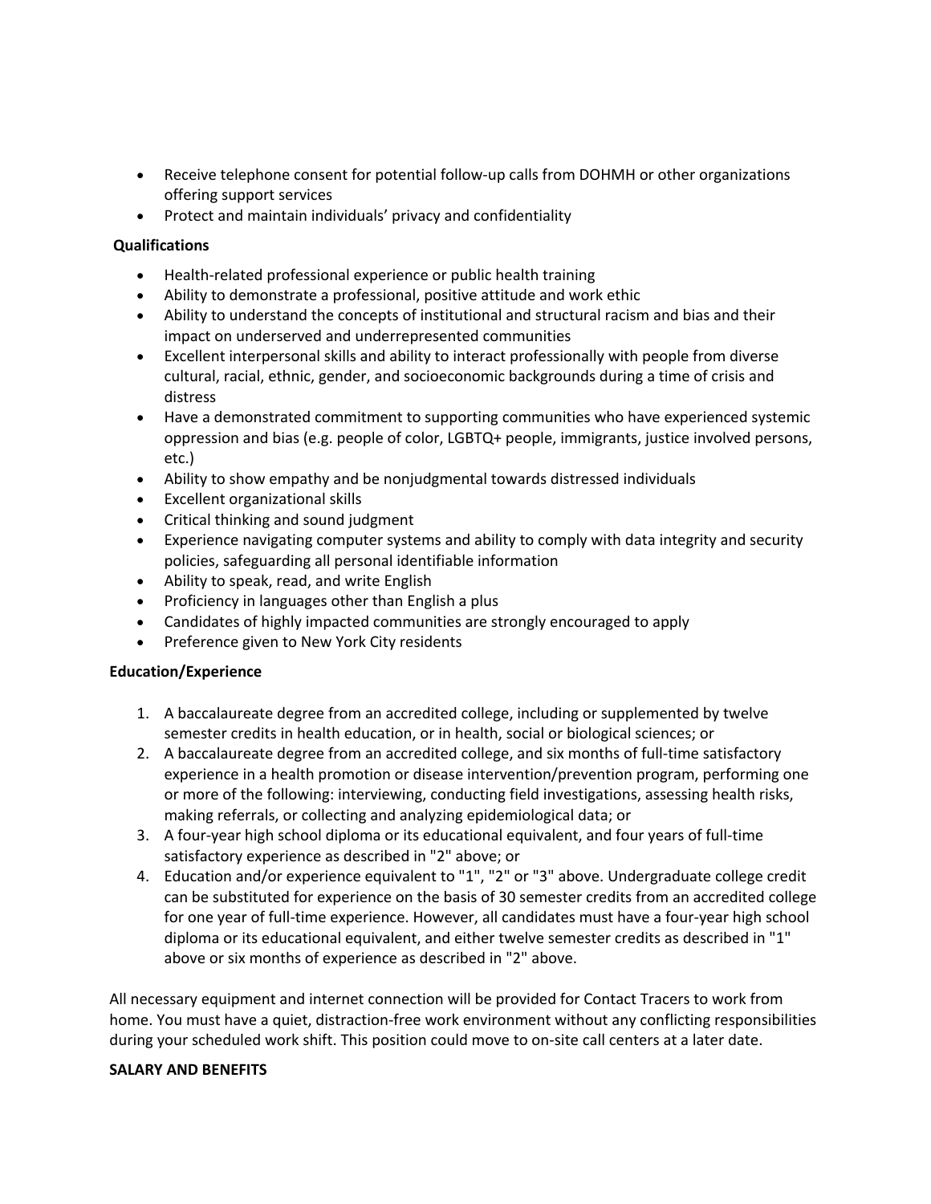- Receive telephone consent for potential follow-up calls from DOHMH or other organizations offering support services
- Protect and maintain individuals' privacy and confidentiality

**Qualifications**

- Health-related professional experience or public health training
- Ability to demonstrate a professional, positive attitude and work ethic
- Ability to understand the concepts of institutional and structural racism and bias and their impact on underserved and underrepresented communities
- Excellent interpersonal skills and ability to interact professionally with people from diverse cultural, racial, ethnic, gender, and socioeconomic backgrounds during a time of crisis and distress
- Have a demonstrated commitment to supporting communities who have experienced systemic oppression and bias (e.g. people of color, LGBTQ+ people, immigrants, justice involved persons, etc.)
- Ability to show empathy and be nonjudgmental towards distressed individuals
- Excellent organizational skills
- Critical thinking and sound judgment
- Experience navigating computer systems and ability to comply with data integrity and security policies, safeguarding all personal identifiable information
- Ability to speak, read, and write English
- Proficiency in languages other than English a plus
- Candidates of highly impacted communities are strongly encouraged to apply
- Preference given to New York City residents

**Education/Experience**

1. A baccalaureate degree from an accredited college, including or supplemented by twelve semester credits in health education, or in health, social or biological sciences; or
2. A baccalaureate degree from an accredited college, and six months of full-time satisfactory experience in a health promotion or disease intervention/prevention program, performing one or more of the following: interviewing, conducting field investigations, assessing health risks, making referrals, or collecting and analyzing epidemiological data; or
3. A four-year high school diploma or its educational equivalent, and four years of full-time satisfactory experience as described in "2" above; or
4. Education and/or experience equivalent to "1", "2" or "3" above. Undergraduate college credit can be substituted for experience on the basis of 30 semester credits from an accredited college for one year of full-time experience. However, all candidates must have a four-year high school diploma or its educational equivalent, and either twelve semester credits as described in "1" above or six months of experience as described in "2" above.

All necessary equipment and internet connection will be provided for Contact Tracers to work from home. You must have a quiet, distraction-free work environment without any conflicting responsibilities during your scheduled work shift. This position could move to on-site call centers at a later date.

**SALARY AND BENEFITS**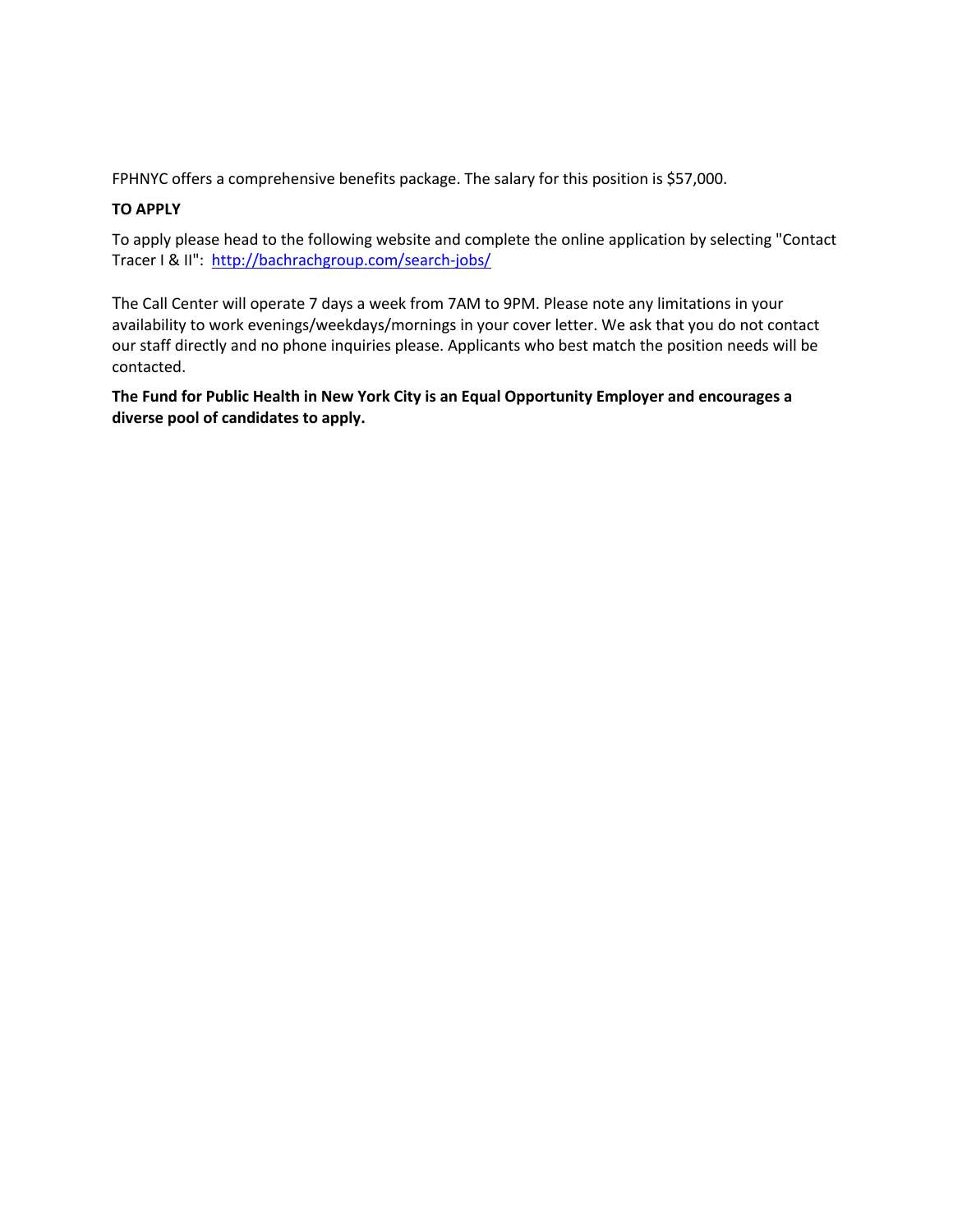FPHNYC offers a comprehensive benefits package. The salary for this position is $57,000.

**TO APPLY**

To apply please head to the following website and complete the online application by selecting "Contact Tracer I & II": http://bachrachgroup.com/search-jobs/

The Call Center will operate 7 days a week from 7AM to 9PM. Please note any limitations in your availability to work evenings/weekdays/mornings in your cover letter. We ask that you do not contact our staff directly and no phone inquiries please. Applicants who best match the position needs will be contacted.

**The Fund for Public Health in New York City is an Equal Opportunity Employer and encourages a diverse pool of candidates to apply.**